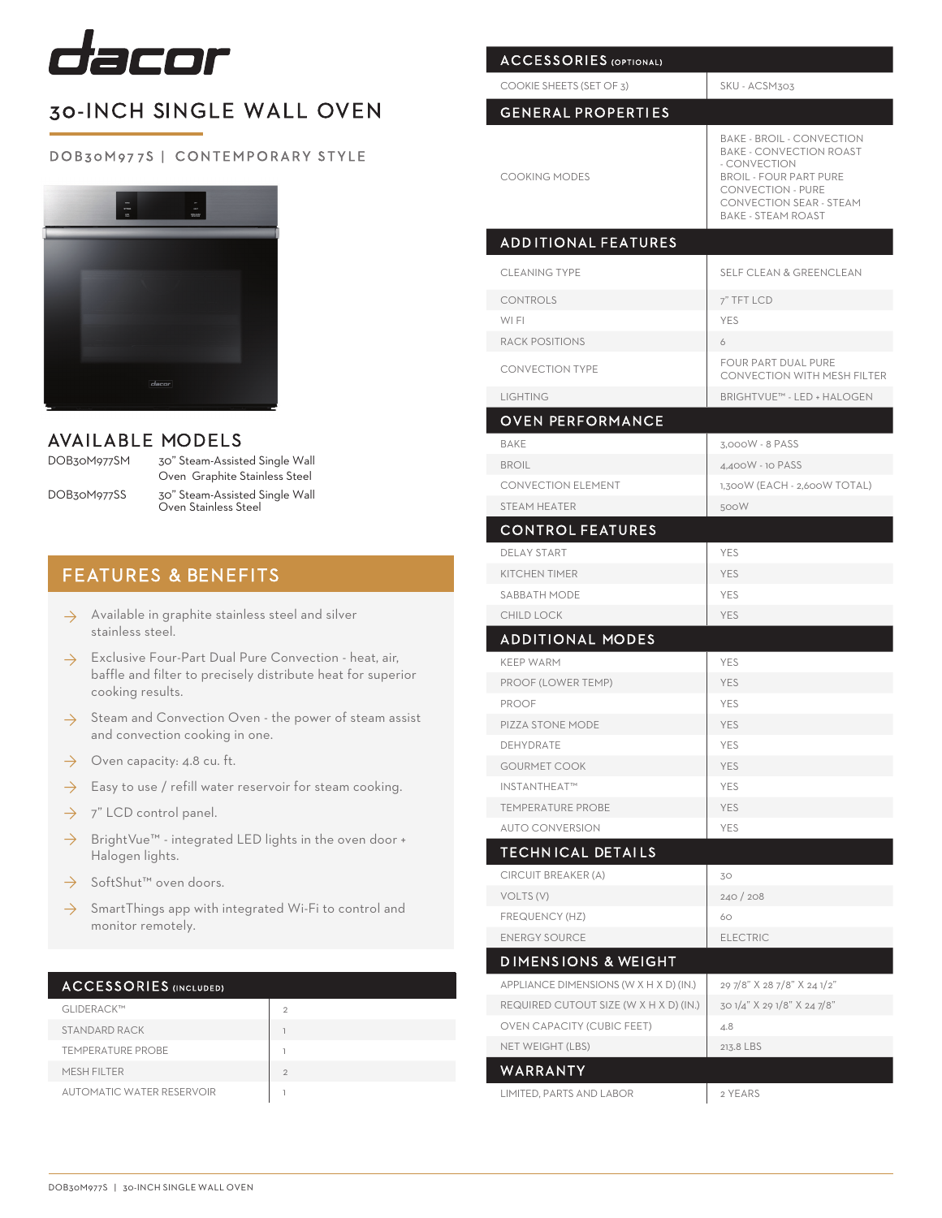# dacor

## 30-INCH SINGLE WALL OVEN

DOB30M977S | CONTEMPORARY STYLE

## AVAILABLE MODELS

| | |
|---|---|
| DOB30M977SM | 30" Steam-Assisted Single Wall Oven Graphite Stainless Steel |
| DOB30M977SS | 30" Steam-Assisted Single Wall Oven Stainless Steel |

## FEATURES & BENEFITS

- Available in graphite stainless steel and silver stainless steel.
- Exclusive Four-Part Dual Pure Convection - heat, air, baffle and filter to precisely distribute heat for superior cooking results.
- Steam and Convection Oven - the power of steam assist and convection cooking in one.
- Oven capacity: 4.8 cu. ft.
- Easy to use / refill water reservoir for steam cooking.
- 7" LCD control panel.
- BrightVue™ - integrated LED lights in the oven door + Halogen lights.
- SoftShut™ oven doors.
- SmartThings app with integrated Wi-Fi to control and monitor remotely.

## ACCESSORIES (INCLUDED)

| | |
|---|---|
| GLIDERACK™ | 2 |
| STANDARD RACK | 1 |
| TEMPERATURE PROBE | 1 |
| MESH FILTER | 2 |
| AUTOMATIC WATER RESERVOIR | 1 |

## ACCESSORIES (OPTIONAL)

| | |
|---|---|
| COOKIE SHEETS (SET OF 3) | SKU - ACSM303 |

## GENERAL PROPERTIES

| | |
|---|---|
| COOKING MODES | BAKE - BROIL - CONVECTION BAKE - CONVECTION ROAST - CONVECTION BROIL - FOUR PART PURE CONVECTION - PURE CONVECTION SEAR - STEAM BAKE - STEAM ROAST |

## ADDITIONAL FEATURES

| | |
|---|---|
| CLEANING TYPE | SELF CLEAN & GREENCLEAN |
| CONTROLS | 7" TFT LCD |
| WI FI | YES |
| RACK POSITIONS | 6 |
| CONVECTION TYPE | FOUR PART DUAL PURE CONVECTION WITH MESH FILTER |
| LIGHTING | BRIGHTVUE™ - LED + HALOGEN |

## OVEN PERFORMANCE

| | |
|---|---|
| BAKE | 3,000W - 8 PASS |
| BROIL | 4,400W - 10 PASS |
| CONVECTION ELEMENT | 1,300W (EACH - 2,600W TOTAL) |
| STEAM HEATER | 500W |

## CONTROL FEATURES

| | |
|---|---|
| DELAY START | YES |
| KITCHEN TIMER | YES |
| SABBATH MODE | YES |
| CHILD LOCK | YES |

## ADDITIONAL MODES

| | |
|---|---|
| KEEP WARM | YES |
| PROOF (LOWER TEMP) | YES |
| PROOF | YES |
| PIZZA STONE MODE | YES |
| DEHYDRATE | YES |
| GOURMET COOK | YES |
| INSTANTHEAT™ | YES |
| TEMPERATURE PROBE | YES |
| AUTO CONVERSION | YES |

## TECHNICAL DETAILS

| | |
|---|---|
| CIRCUIT BREAKER (A) | 30 |
| VOLTS (V) | 240 / 208 |
| FREQUENCY (HZ) | 60 |
| ENERGY SOURCE | ELECTRIC |

## DIMENSIONS & WEIGHT

| | |
|---|---|
| APPLIANCE DIMENSIONS (W X H X D) (IN.) | 29 7/8" X 28 7/8" X 24 1/2" |
| REQUIRED CUTOUT SIZE (W X H X D) (IN.) | 30 1/4" X 29 1/8" X 24 7/8" |
| OVEN CAPACITY (CUBIC FEET) | 4.8 |
| NET WEIGHT (LBS) | 213.8 LBS |

## WARRANTY

| | |
|---|---|
| LIMITED, PARTS AND LABOR | 2 YEARS |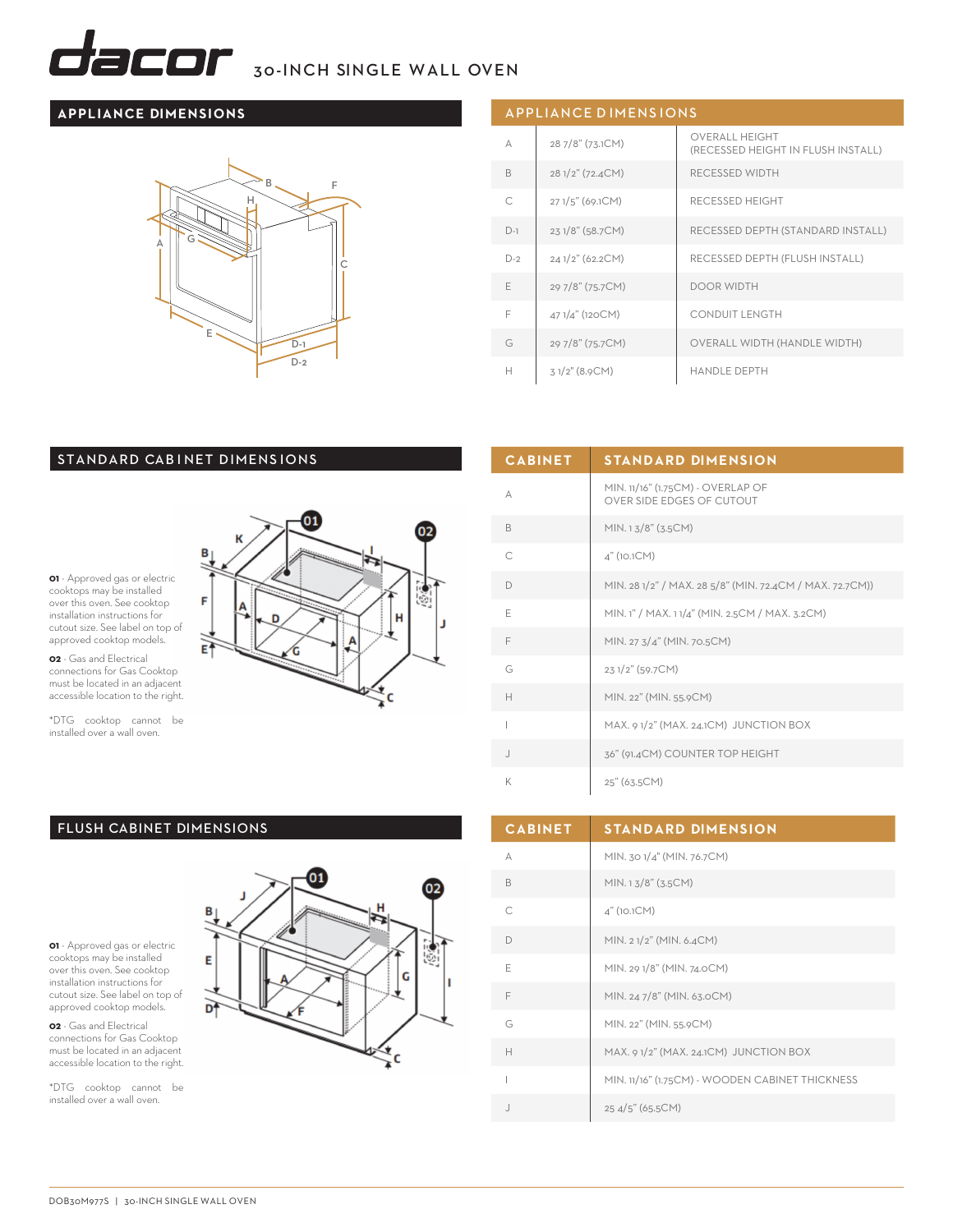# 30-INCH SINGLE WALL OVEN

## APPLIANCE DIMENSIONS

A
B
C
D-1
D-2
E
F
G
H

## APPLIANCE DIMENSIONS

| | | |
|---|---|---|
| A | 28 7/8" (73.1CM) | OVERALL HEIGHT (RECESSED HEIGHT IN FLUSH INSTALL) |
| B | 28 1/2" (72.4CM) | RECESSED WIDTH |
| C | 27 1/5" (69.1CM) | RECESSED HEIGHT |
| D-1 | 23 1/8" (58.7CM) | RECESSED DEPTH (STANDARD INSTALL) |
| D-2 | 24 1/2" (62.2CM) | RECESSED DEPTH (FLUSH INSTALL) |
| E | 29 7/8" (75.7CM) | DOOR WIDTH |
| F | 47 1/4" (120CM) | CONDUIT LENGTH |
| G | 29 7/8" (75.7CM) | OVERALL WIDTH (HANDLE WIDTH) |
| H | 3 1/2" (8.9CM) | HANDLE DEPTH |

## STANDARD CABINET DIMENSIONS

**01** - Approved gas or electric cooktops may be installed over this oven. See cooktop installation instructions for cutout size. See label on top of approved cooktop models.

**02** - Gas and Electrical connections for Gas Cooktop must be located in an adjacent accessible location to the right.

*DTG cooktop cannot be installed over a wall oven.

| CABINET | STANDARD DIMENSION |
|---|---|
| A | MIN. 11/16" (1.75CM) - OVERLAP OF OVER SIDE EDGES OF CUTOUT |
| B | MIN. 1 3/8" (3.5CM) |
| C | 4" (10.1CM) |
| D | MIN. 28 1/2" / MAX. 28 5/8" (MIN. 72.4CM / MAX. 72.7CM)) |
| E | MIN. 1" / MAX. 1 1/4" (MIN. 2.5CM / MAX. 3.2CM) |
| F | MIN. 27 3/4" (MIN. 70.5CM) |
| G | 23 1/2" (59.7CM) |
| H | MIN. 22" (MIN. 55.9CM) |
| I | MAX. 9 1/2" (MAX. 24.1CM) JUNCTION BOX |
| J | 36" (91.4CM) COUNTER TOP HEIGHT |
| K | 25" (63.5CM) |

## FLUSH CABINET DIMENSIONS

**01** - Approved gas or electric cooktops may be installed over this oven. See cooktop installation instructions for cutout size. See label on top of approved cooktop models.

**02** - Gas and Electrical connections for Gas Cooktop must be located in an adjacent accessible location to the right.

*DTG cooktop cannot be installed over a wall oven.

| CABINET | STANDARD DIMENSION |
|---|---|
| A | MIN. 30 1/4" (MIN. 76.7CM) |
| B | MIN. 1 3/8" (3.5CM) |
| C | 4" (10.1CM) |
| D | MIN. 2 1/2" (MIN. 6.4CM) |
| E | MIN. 29 1/8" (MIN. 74.0CM) |
| F | MIN. 24 7/8" (MIN. 63.0CM) |
| G | MIN. 22" (MIN. 55.9CM) |
| H | MAX. 9 1/2" (MAX. 24.1CM) JUNCTION BOX |
| I | MIN. 11/16" (1.75CM) - WOODEN CABINET THICKNESS |
| J | 25 4/5" (65.5CM) |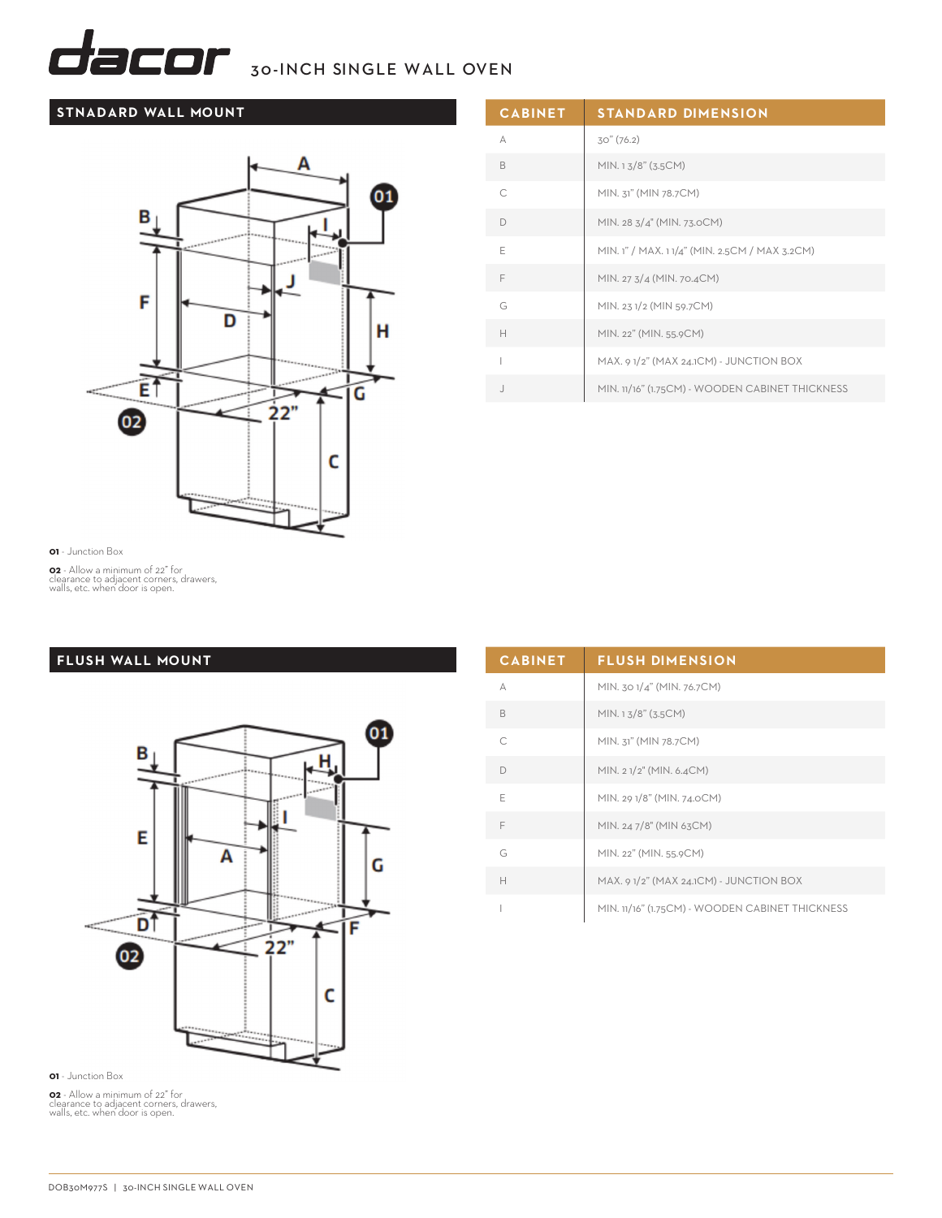# dacor 30-INCH SINGLE WALL OVEN

## STNADARD WALL MOUNT

A
B
I
01
J
F
D
H
E
G
02
22"
C

**01** - Junction Box

**02** - Allow a minimum of 22" for clearance to adjacent corners, drawers, walls, etc. when door is open.

| CABINET | STANDARD DIMENSION |
| --- | --- |
| A | 30" (76.2) |
| B | MIN. 1 3/8" (3.5CM) |
| C | MIN. 31" (MIN 78.7CM) |
| D | MIN. 28 3/4" (MIN. 73.0CM) |
| E | MIN. 1" / MAX. 1 1/4" (MIN. 2.5CM / MAX 3.2CM) |
| F | MIN. 27 3/4 (MIN. 70.4CM) |
| G | MIN. 23 1/2 (MIN 59.7CM) |
| H | MIN. 22" (MIN. 55.9CM) |
| I | MAX. 9 1/2" (MAX 24.1CM) - JUNCTION BOX |
| J | MIN. 11/16" (1.75CM) - WOODEN CABINET THICKNESS |

## FLUSH WALL MOUNT

01
B
H
E
I
A
G
D
F
02
22"
C

**01** - Junction Box

**02** - Allow a minimum of 22" for clearance to adjacent corners, drawers, walls, etc. when door is open.

| CABINET | FLUSH DIMENSION |
| --- | --- |
| A | MIN. 30 1/4" (MIN. 76.7CM) |
| B | MIN. 1 3/8" (3.5CM) |
| C | MIN. 31" (MIN 78.7CM) |
| D | MIN. 2 1/2" (MIN. 6.4CM) |
| E | MIN. 29 1/8" (MIN. 74.0CM) |
| F | MIN. 24 7/8" (MIN 63CM) |
| G | MIN. 22" (MIN. 55.9CM) |
| H | MAX. 9 1/2" (MAX 24.1CM) - JUNCTION BOX |
| I | MIN. 11/16" (1.75CM) - WOODEN CABINET THICKNESS |

DOB30M977S | 30-INCH SINGLE WALL OVEN